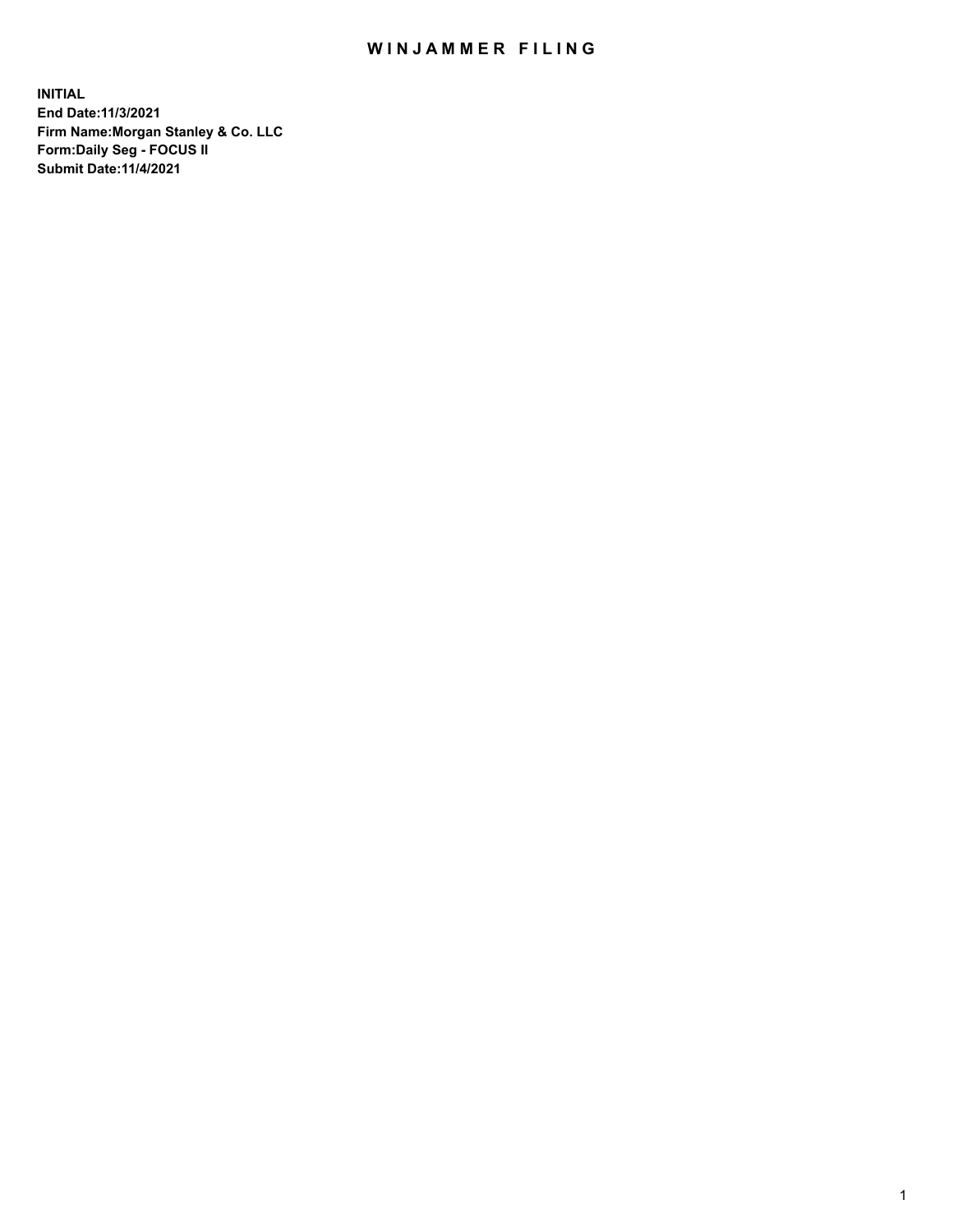# WINJAMMER FILING

**INITIAL**
**End Date:11/3/2021**
**Firm Name:Morgan Stanley & Co. LLC**
**Form:Daily Seg - FOCUS II**
**Submit Date:11/4/2021**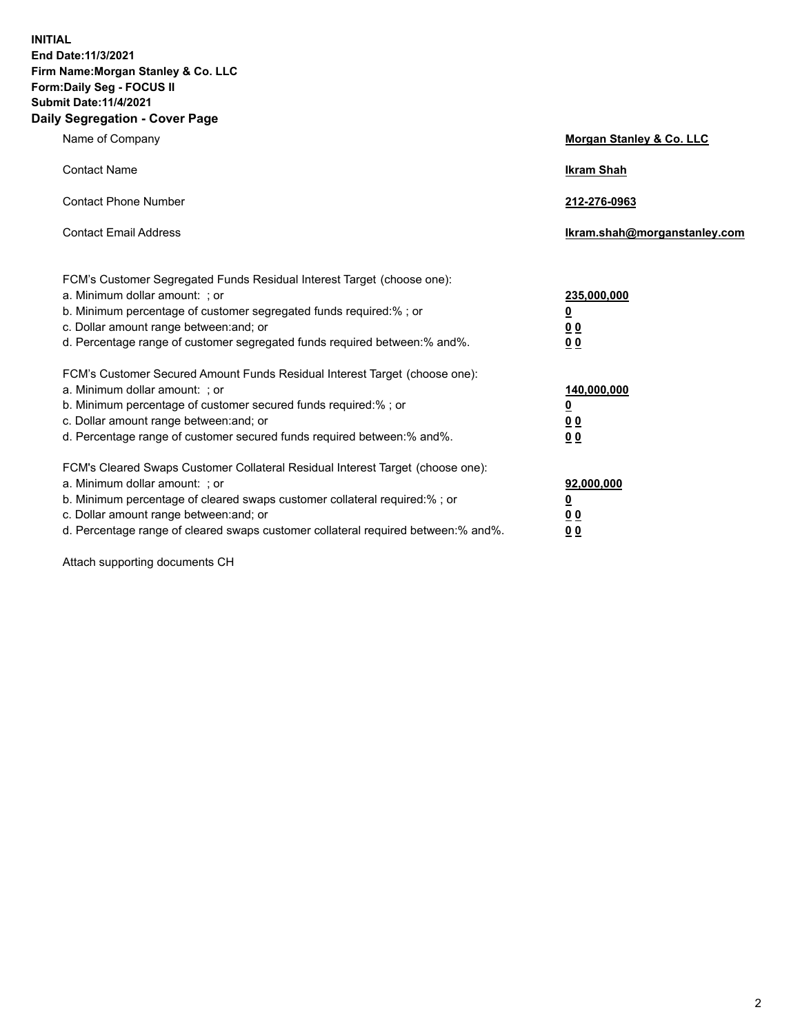**INITIAL**
**End Date:11/3/2021**
**Firm Name:Morgan Stanley & Co. LLC**
**Form:Daily Seg - FOCUS II**
**Submit Date:11/4/2021**

## Daily Segregation - Cover Page

| | |
|---|---|
| Name of Company | **Morgan Stanley & Co. LLC** |
| Contact Name | **Ikram Shah** |
| Contact Phone Number | **212-276-0963** |
| Contact Email Address | **Ikram.shah@morganstanley.com** |

FCM's Customer Segregated Funds Residual Interest Target (choose one):

| | |
|---|---|
| a. Minimum dollar amount: ; or | **235,000,000** |
| b. Minimum percentage of customer segregated funds required:% ; or | **0** |
| c. Dollar amount range between:and; or | **0 0** |
| d. Percentage range of customer segregated funds required between:% and%. | **0 0** |

FCM's Customer Secured Amount Funds Residual Interest Target (choose one):

| | |
|---|---|
| a. Minimum dollar amount: ; or | **140,000,000** |
| b. Minimum percentage of customer secured funds required:% ; or | **0** |
| c. Dollar amount range between:and; or | **0 0** |
| d. Percentage range of customer secured funds required between:% and%. | **0 0** |

FCM's Cleared Swaps Customer Collateral Residual Interest Target (choose one):

| | |
|---|---|
| a. Minimum dollar amount: ; or | **92,000,000** |
| b. Minimum percentage of cleared swaps customer collateral required:% ; or | **0** |
| c. Dollar amount range between:and; or | **0 0** |
| d. Percentage range of cleared swaps customer collateral required between:% and%. | **0 0** |

Attach supporting documents CH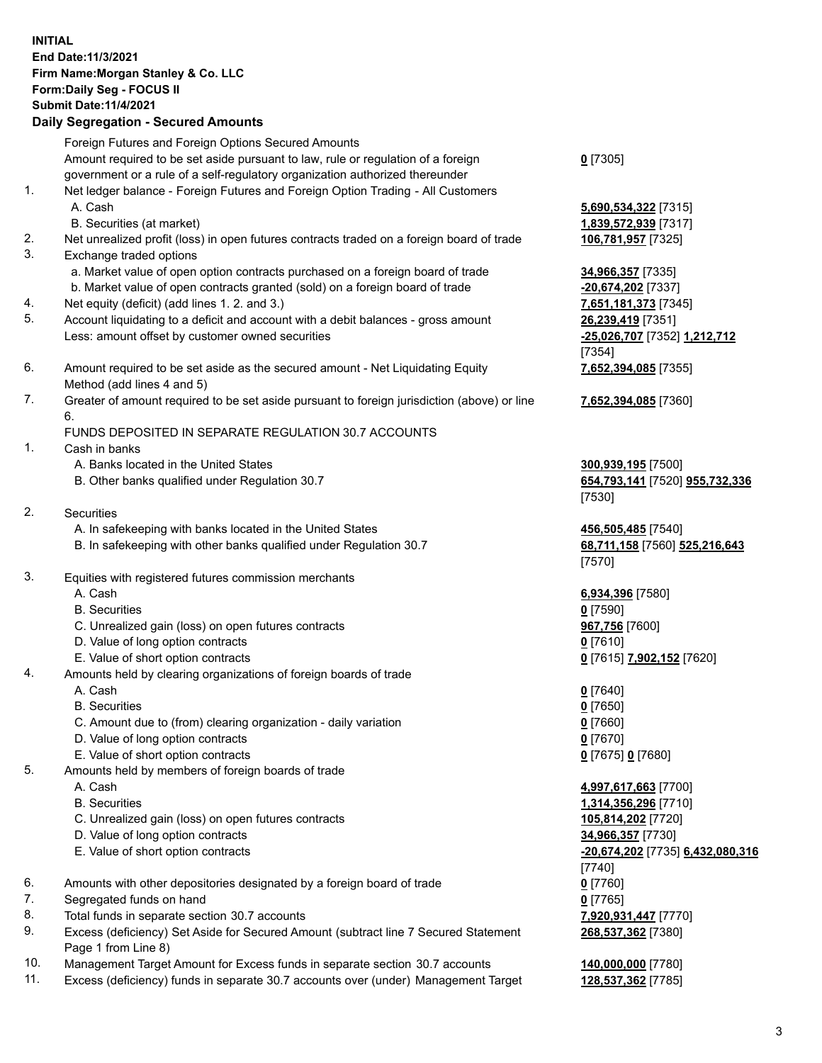**INITIAL**
**End Date:11/3/2021**
**Firm Name:Morgan Stanley & Co. LLC**
**Form:Daily Seg - FOCUS II**
**Submit Date:11/4/2021**

## Daily Segregation - Secured Amounts

| | | |
|---|---|---|
| | Foreign Futures and Foreign Options Secured Amounts | |
| | Amount required to be set aside pursuant to law, rule or regulation of a foreign government or a rule of a self-regulatory organization authorized thereunder | **0** [7305] |
| 1. | Net ledger balance - Foreign Futures and Foreign Option Trading - All Customers | |
| | A. Cash | **5,690,534,322** [7315] |
| | B. Securities (at market) | **1,839,572,939** [7317] |
| 2. | Net unrealized profit (loss) in open futures contracts traded on a foreign board of trade | **106,781,957** [7325] |
| 3. | Exchange traded options | |
| | a. Market value of open option contracts purchased on a foreign board of trade | **34,966,357** [7335] |
| | b. Market value of open contracts granted (sold) on a foreign board of trade | **-20,674,202** [7337] |
| 4. | Net equity (deficit) (add lines 1. 2. and 3.) | **7,651,181,373** [7345] |
| 5. | Account liquidating to a deficit and account with a debit balances - gross amount | **26,239,419** [7351] |
| | Less: amount offset by customer owned securities | **-25,026,707** [7352] **1,212,712** [7354] |
| 6. | Amount required to be set aside as the secured amount - Net Liquidating Equity Method (add lines 4 and 5) | **7,652,394,085** [7355] |
| 7. | Greater of amount required to be set aside pursuant to foreign jurisdiction (above) or line 6. | **7,652,394,085** [7360] |
| | FUNDS DEPOSITED IN SEPARATE REGULATION 30.7 ACCOUNTS | |
| 1. | Cash in banks | |
| | A. Banks located in the United States | **300,939,195** [7500] |
| | B. Other banks qualified under Regulation 30.7 | **654,793,141** [7520] **955,732,336** [7530] |
| 2. | Securities | |
| | A. In safekeeping with banks located in the United States | **456,505,485** [7540] |
| | B. In safekeeping with other banks qualified under Regulation 30.7 | **68,711,158** [7560] **525,216,643** [7570] |
| 3. | Equities with registered futures commission merchants | |
| | A. Cash | **6,934,396** [7580] |
| | B. Securities | **0** [7590] |
| | C. Unrealized gain (loss) on open futures contracts | **967,756** [7600] |
| | D. Value of long option contracts | **0** [7610] |
| | E. Value of short option contracts | **0** [7615] **7,902,152** [7620] |
| 4. | Amounts held by clearing organizations of foreign boards of trade | |
| | A. Cash | **0** [7640] |
| | B. Securities | **0** [7650] |
| | C. Amount due to (from) clearing organization - daily variation | **0** [7660] |
| | D. Value of long option contracts | **0** [7670] |
| | E. Value of short option contracts | **0** [7675] **0** [7680] |
| 5. | Amounts held by members of foreign boards of trade | |
| | A. Cash | **4,997,617,663** [7700] |
| | B. Securities | **1,314,356,296** [7710] |
| | C. Unrealized gain (loss) on open futures contracts | **105,814,202** [7720] |
| | D. Value of long option contracts | **34,966,357** [7730] |
| | E. Value of short option contracts | **-20,674,202** [7735] **6,432,080,316** [7740] |
| 6. | Amounts with other depositories designated by a foreign board of trade | **0** [7760] |
| 7. | Segregated funds on hand | **0** [7765] |
| 8. | Total funds in separate section 30.7 accounts | **7,920,931,447** [7770] |
| 9. | Excess (deficiency) Set Aside for Secured Amount (subtract line 7 Secured Statement Page 1 from Line 8) | **268,537,362** [7380] |
| 10. | Management Target Amount for Excess funds in separate section 30.7 accounts | **140,000,000** [7780] |
| 11. | Excess (deficiency) funds in separate 30.7 accounts over (under) Management Target | **128,537,362** [7785] |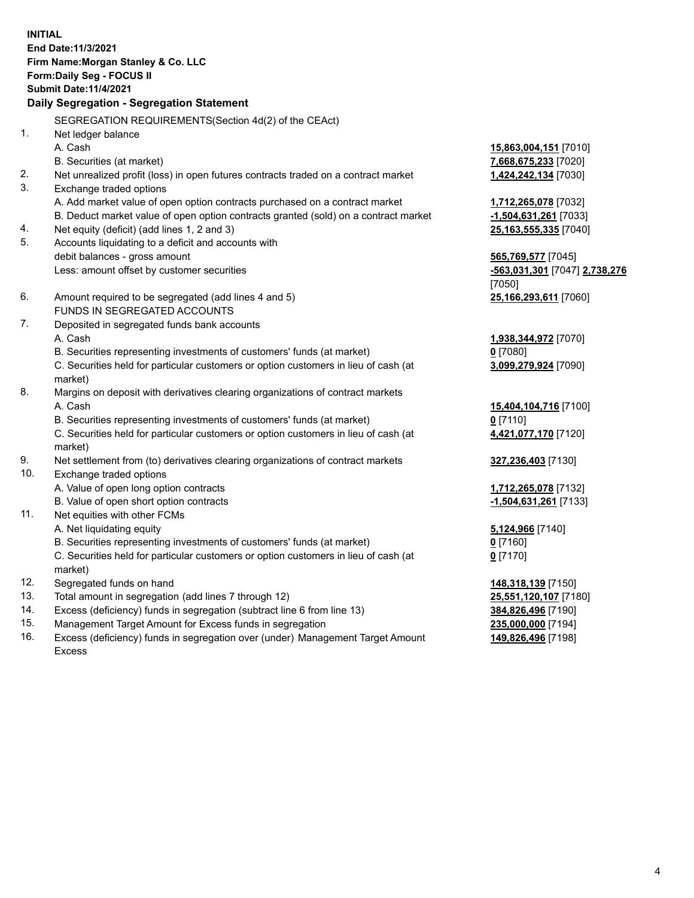**INITIAL**
**End Date:11/3/2021**
**Firm Name:Morgan Stanley & Co. LLC**
**Form:Daily Seg - FOCUS II**
**Submit Date:11/4/2021**

## Daily Segregation - Segregation Statement

SEGREGATION REQUIREMENTS(Section 4d(2) of the CEAct)

| | | |
|---|---|---|
| 1. | Net ledger balance | |
| | A. Cash | **15,863,004,151** [7010] |
| | B. Securities (at market) | **7,668,675,233** [7020] |
| 2. | Net unrealized profit (loss) in open futures contracts traded on a contract market | **1,424,242,134** [7030] |
| 3. | Exchange traded options | |
| | A. Add market value of open option contracts purchased on a contract market | **1,712,265,078** [7032] |
| | B. Deduct market value of open option contracts granted (sold) on a contract market | **-1,504,631,261** [7033] |
| 4. | Net equity (deficit) (add lines 1, 2 and 3) | **25,163,555,335** [7040] |
| 5. | Accounts liquidating to a deficit and accounts with debit balances - gross amount | **565,769,577** [7045] |
| | Less: amount offset by customer securities | **-563,031,301** [7047] **2,738,276** [7050] |
| 6. | Amount required to be segregated (add lines 4 and 5) | **25,166,293,611** [7060] |
| | FUNDS IN SEGREGATED ACCOUNTS | |
| 7. | Deposited in segregated funds bank accounts | |
| | A. Cash | **1,938,344,972** [7070] |
| | B. Securities representing investments of customers' funds (at market) | **0** [7080] |
| | C. Securities held for particular customers or option customers in lieu of cash (at market) | **3,099,279,924** [7090] |
| 8. | Margins on deposit with derivatives clearing organizations of contract markets | |
| | A. Cash | **15,404,104,716** [7100] |
| | B. Securities representing investments of customers' funds (at market) | **0** [7110] |
| | C. Securities held for particular customers or option customers in lieu of cash (at market) | **4,421,077,170** [7120] |
| 9. | Net settlement from (to) derivatives clearing organizations of contract markets | **327,236,403** [7130] |
| 10. | Exchange traded options | |
| | A. Value of open long option contracts | **1,712,265,078** [7132] |
| | B. Value of open short option contracts | **-1,504,631,261** [7133] |
| 11. | Net equities with other FCMs | |
| | A. Net liquidating equity | **5,124,966** [7140] |
| | B. Securities representing investments of customers' funds (at market) | **0** [7160] |
| | C. Securities held for particular customers or option customers in lieu of cash (at market) | **0** [7170] |
| 12. | Segregated funds on hand | **148,318,139** [7150] |
| 13. | Total amount in segregation (add lines 7 through 12) | **25,551,120,107** [7180] |
| 14. | Excess (deficiency) funds in segregation (subtract line 6 from line 13) | **384,826,496** [7190] |
| 15. | Management Target Amount for Excess funds in segregation | **235,000,000** [7194] |
| 16. | Excess (deficiency) funds in segregation over (under) Management Target Amount Excess | **149,826,496** [7198] |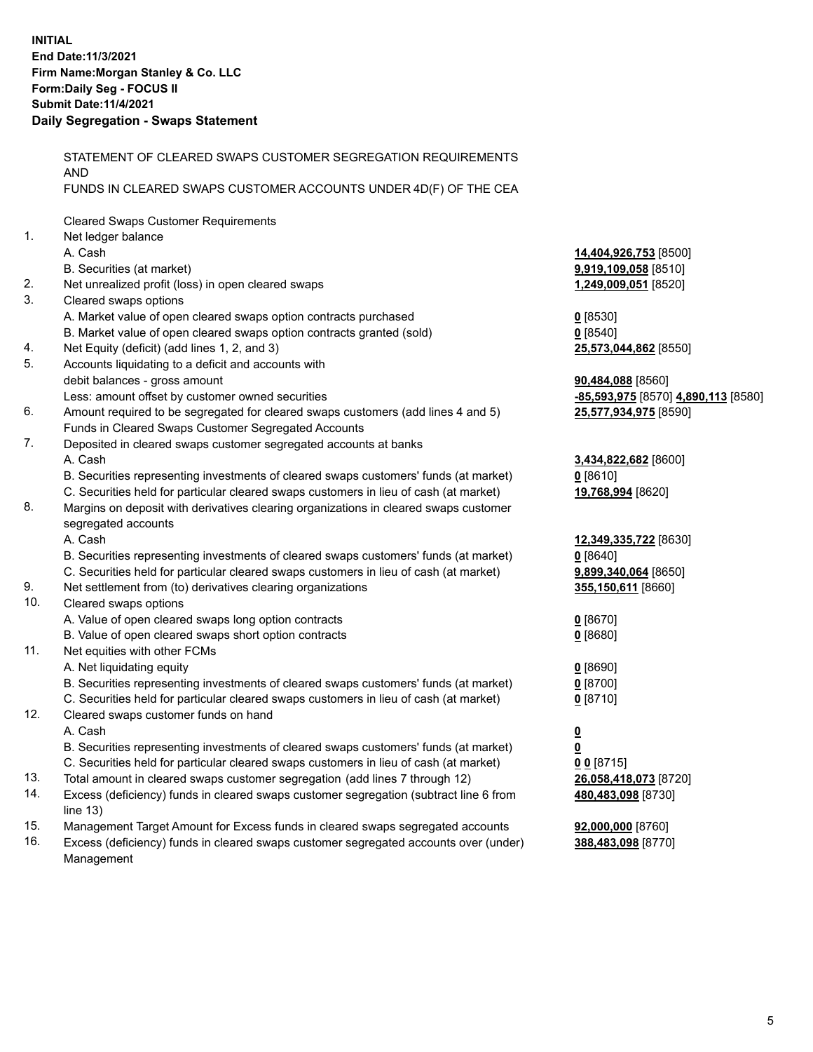**INITIAL**
**End Date:11/3/2021**
**Firm Name:Morgan Stanley & Co. LLC**
**Form:Daily Seg - FOCUS II**
**Submit Date:11/4/2021**
**Daily Segregation - Swaps Statement**

STATEMENT OF CLEARED SWAPS CUSTOMER SEGREGATION REQUIREMENTS AND FUNDS IN CLEARED SWAPS CUSTOMER ACCOUNTS UNDER 4D(F) OF THE CEA

| | | |
|---|---|---|
| | Cleared Swaps Customer Requirements | |
| 1. | Net ledger balance | |
| | A. Cash | **14,404,926,753** [8500] |
| | B. Securities (at market) | **9,919,109,058** [8510] |
| 2. | Net unrealized profit (loss) in open cleared swaps | **1,249,009,051** [8520] |
| 3. | Cleared swaps options | |
| | A. Market value of open cleared swaps option contracts purchased | **0** [8530] |
| | B. Market value of open cleared swaps option contracts granted (sold) | **0** [8540] |
| 4. | Net Equity (deficit) (add lines 1, 2, and 3) | **25,573,044,862** [8550] |
| 5. | Accounts liquidating to a deficit and accounts with debit balances - gross amount | **90,484,088** [8560] |
| | Less: amount offset by customer owned securities | **-85,593,975** [8570] **4,890,113** [8580] |
| 6. | Amount required to be segregated for cleared swaps customers (add lines 4 and 5) | **25,577,934,975** [8590] |
| | Funds in Cleared Swaps Customer Segregated Accounts | |
| 7. | Deposited in cleared swaps customer segregated accounts at banks | |
| | A. Cash | **3,434,822,682** [8600] |
| | B. Securities representing investments of cleared swaps customers' funds (at market) | **0** [8610] |
| | C. Securities held for particular cleared swaps customers in lieu of cash (at market) | **19,768,994** [8620] |
| 8. | Margins on deposit with derivatives clearing organizations in cleared swaps customer segregated accounts | |
| | A. Cash | **12,349,335,722** [8630] |
| | B. Securities representing investments of cleared swaps customers' funds (at market) | **0** [8640] |
| | C. Securities held for particular cleared swaps customers in lieu of cash (at market) | **9,899,340,064** [8650] |
| 9. | Net settlement from (to) derivatives clearing organizations | **355,150,611** [8660] |
| 10. | Cleared swaps options | |
| | A. Value of open cleared swaps long option contracts | **0** [8670] |
| | B. Value of open cleared swaps short option contracts | **0** [8680] |
| 11. | Net equities with other FCMs | |
| | A. Net liquidating equity | **0** [8690] |
| | B. Securities representing investments of cleared swaps customers' funds (at market) | **0** [8700] |
| | C. Securities held for particular cleared swaps customers in lieu of cash (at market) | **0** [8710] |
| 12. | Cleared swaps customer funds on hand | |
| | A. Cash | **0** |
| | B. Securities representing investments of cleared swaps customers' funds (at market) | **0** |
| | C. Securities held for particular cleared swaps customers in lieu of cash (at market) | **0** **0** [8715] |
| 13. | Total amount in cleared swaps customer segregation (add lines 7 through 12) | **26,058,418,073** [8720] |
| 14. | Excess (deficiency) funds in cleared swaps customer segregation (subtract line 6 from line 13) | **480,483,098** [8730] |
| 15. | Management Target Amount for Excess funds in cleared swaps segregated accounts | **92,000,000** [8760] |
| 16. | Excess (deficiency) funds in cleared swaps customer segregated accounts over (under) Management | **388,483,098** [8770] |